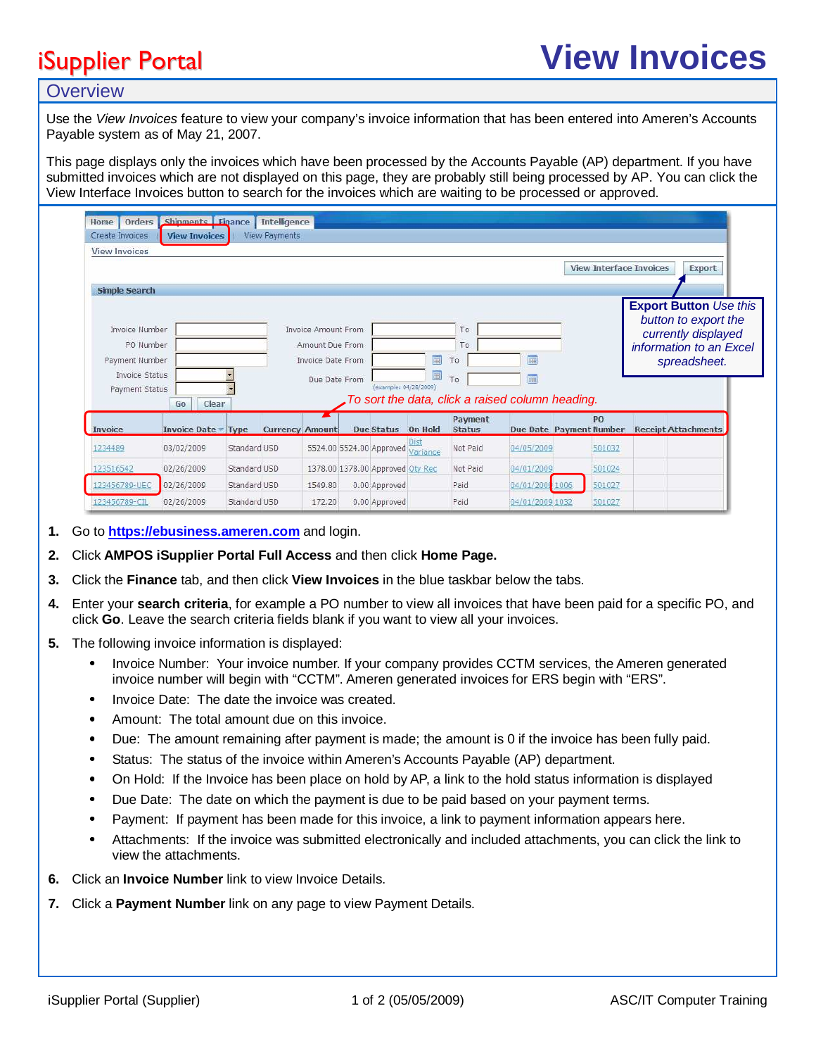# iSupplier Portal

# View Invoices

## Overview

Use the *View Invoices* feature to view your company's invoice information that has been entered into Ameren's Accounts Payable system as of May 21, 2007.

This page displays only the invoices which have been processed by the Accounts Payable (AP) department. If you have submitted invoices which are not displayed on this page, they are probably still being processed by AP. You can click the View Interface Invoices button to search for the invoices which are waiting to be processed or approved.

**Export Button** *Use this button to export the currently displayed information to an Excel spreadsheet.*

*To sort the data, click a raised column heading.*

| Invoice | Invoice Date | Type | Currency | Amount | Due | Status | On Hold | Payment Status | Due Date | Payment | PO Number | Receipt | Attachments |
|---|---|---|---|---|---|---|---|---|---|---|---|---|---|
| 1234489 | 03/02/2009 | Standard | USD | 5524.00 | 5524.00 | Approved | Dist Variance | Not Paid | 04/05/2009 | | 501032 | | |
| 123516542 | 02/26/2009 | Standard | USD | 1378.00 | 1378.00 | Approved | Qty Rec | Not Paid | 04/01/2009 | | 501024 | | |
| 123456789-UEC | 02/26/2009 | Standard | USD | 1549.80 | 0.00 | Approved | | Paid | 04/01/2009 | 1006 | 501027 | | |
| 123456789-CIL | 02/26/2009 | Standard | USD | 172.20 | 0.00 | Approved | | Paid | 04/01/2009 | 1032 | 501027 | | |

1. Go to **https://ebusiness.ameren.com** and login.
2. Click **AMPOS iSupplier Portal Full Access** and then click **Home Page.**
3. Click the **Finance** tab, and then click **View Invoices** in the blue taskbar below the tabs.
4. Enter your **search criteria**, for example a PO number to view all invoices that have been paid for a specific PO, and click **Go**. Leave the search criteria fields blank if you want to view all your invoices.
5. The following invoice information is displayed:
   - Invoice Number: Your invoice number. If your company provides CCTM services, the Ameren generated invoice number will begin with "CCTM". Ameren generated invoices for ERS begin with "ERS".
   - Invoice Date: The date the invoice was created.
   - Amount: The total amount due on this invoice.
   - Due: The amount remaining after payment is made; the amount is 0 if the invoice has been fully paid.
   - Status: The status of the invoice within Ameren's Accounts Payable (AP) department.
   - On Hold: If the Invoice has been place on hold by AP, a link to the hold status information is displayed
   - Due Date: The date on which the payment is due to be paid based on your payment terms.
   - Payment: If payment has been made for this invoice, a link to payment information appears here.
   - Attachments: If the invoice was submitted electronically and included attachments, you can click the link to view the attachments.
6. Click an **Invoice Number** link to view Invoice Details.
7. Click a **Payment Number** link on any page to view Payment Details.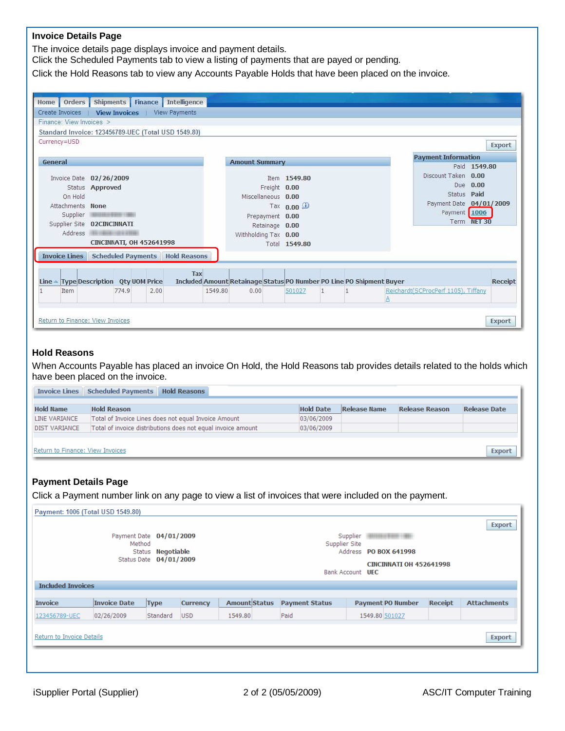## Invoice Details Page

The invoice details page displays invoice and payment details.
Click the Scheduled Payments tab to view a listing of payments that are payed or pending.
Click the Hold Reasons tab to view any Accounts Payable Holds that have been placed on the invoice.

Home | Orders | Shipments | Finance | Intelligence

Create Invoices | View Invoices | View Payments

Finance: View Invoices >

Standard Invoice: 123456789-UEC (Total USD 1549.80)

Currency=USD

Export

**General**

Invoice Date 02/26/2009
Status Approved
On Hold
Attachments None
Supplier
Supplier Site 02CINCINNATI
Address
CINCINNATI, OH 452641998

**Amount Summary**

Item 1549.80
Freight 0.00
Miscellaneous 0.00
Tax 0.00
Prepayment 0.00
Retainage 0.00
Withholding Tax 0.00
Total 1549.80

**Payment Information**

Paid 1549.80
Discount Taken 0.00
Due 0.00
Status Paid
Payment Date 04/01/2009
Payment 1006
Term NET 30

Invoice Lines | Scheduled Payments | Hold Reasons

| Line | Type | Description | Qty | UOM | Price | Tax Included | Amount | Retainage | Status | PO Number | PO Line | PO Shipment | Buyer | Receipt |
|---|---|---|---|---|---|---|---|---|---|---|---|---|---|---|
| 1 | Item | | 774.9 | | 2.00 | | 1549.80 | 0.00 | | 501027 | 1 | 1 | Reichardt(SCProcPerf 1105), Tiffany A | |

Return to Finance: View Invoices

Export

## Hold Reasons

When Accounts Payable has placed an invoice On Hold, the Hold Reasons tab provides details related to the holds which have been placed on the invoice.

Invoice Lines | Scheduled Payments | Hold Reasons

| Hold Name | Hold Reason | Hold Date | Release Name | Release Reason | Release Date |
|---|---|---|---|---|---|
| LINE VARIANCE | Total of Invoice Lines does not equal Invoice Amount | 03/06/2009 | | | |
| DIST VARIANCE | Total of invoice distributions does not equal invoice amount | 03/06/2009 | | | |

Return to Finance: View Invoices

Export

## Payment Details Page

Click a Payment number link on any page to view a list of invoices that were included on the payment.

Payment: 1006 (Total USD 1549.80)

Export

Payment Date 04/01/2009
Method
Status Negotiable
Status Date 04/01/2009

Supplier
Supplier Site
Address PO BOX 641998
CINCINNATI OH 452641998
Bank Account UEC

**Included Invoices**

| Invoice | Invoice Date | Type | Currency | Amount | Status | Payment Status | Payment | PO Number | Receipt | Attachments |
|---|---|---|---|---|---|---|---|---|---|---|
| 123456789-UEC | 02/26/2009 | Standard | USD | 1549.80 | | Paid | 1549.80 | 501027 | | |

Return to Invoice Details

Export